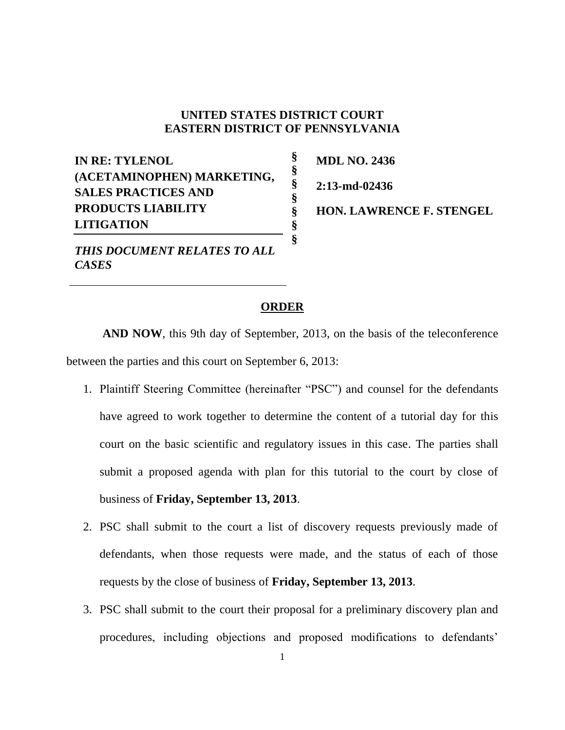**UNITED STATES DISTRICT COURT**
**EASTERN DISTRICT OF PENNSYLVANIA**

| | | |
|---|---|---|
| **IN RE: TYLENOL (ACETAMINOPHEN) MARKETING, SALES PRACTICES AND PRODUCTS LIABILITY LITIGATION** | § | **MDL NO. 2436** |
| | § | **2:13-md-02436** |
| ***THIS DOCUMENT RELATES TO ALL CASES*** | § | **HON. LAWRENCE F. STENGEL** |

**ORDER**

**AND NOW**, this 9th day of September, 2013, on the basis of the teleconference between the parties and this court on September 6, 2013:

1. Plaintiff Steering Committee (hereinafter "PSC") and counsel for the defendants have agreed to work together to determine the content of a tutorial day for this court on the basic scientific and regulatory issues in this case. The parties shall submit a proposed agenda with plan for this tutorial to the court by close of business of **Friday, September 13, 2013**.

2. PSC shall submit to the court a list of discovery requests previously made of defendants, when those requests were made, and the status of each of those requests by the close of business of **Friday, September 13, 2013**.

3. PSC shall submit to the court their proposal for a preliminary discovery plan and procedures, including objections and proposed modifications to defendants'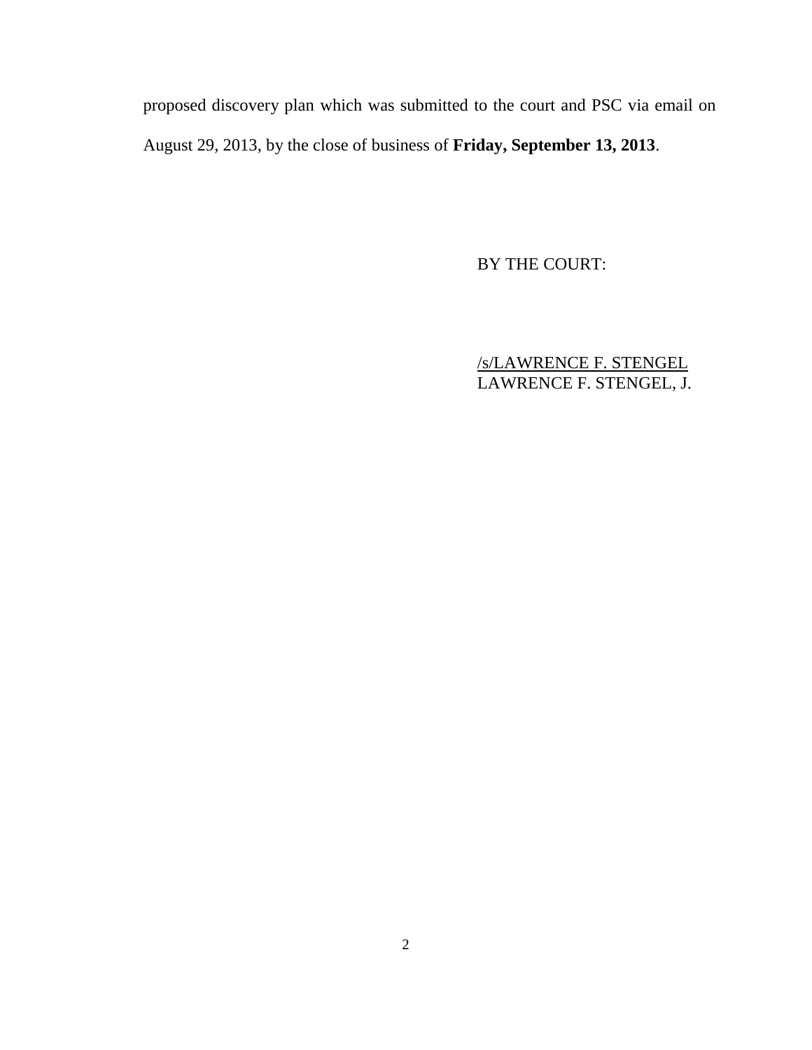proposed discovery plan which was submitted to the court and PSC via email on August 29, 2013, by the close of business of **Friday, September 13, 2013**.

BY THE COURT:

/s/LAWRENCE F. STENGEL
LAWRENCE F. STENGEL, J.